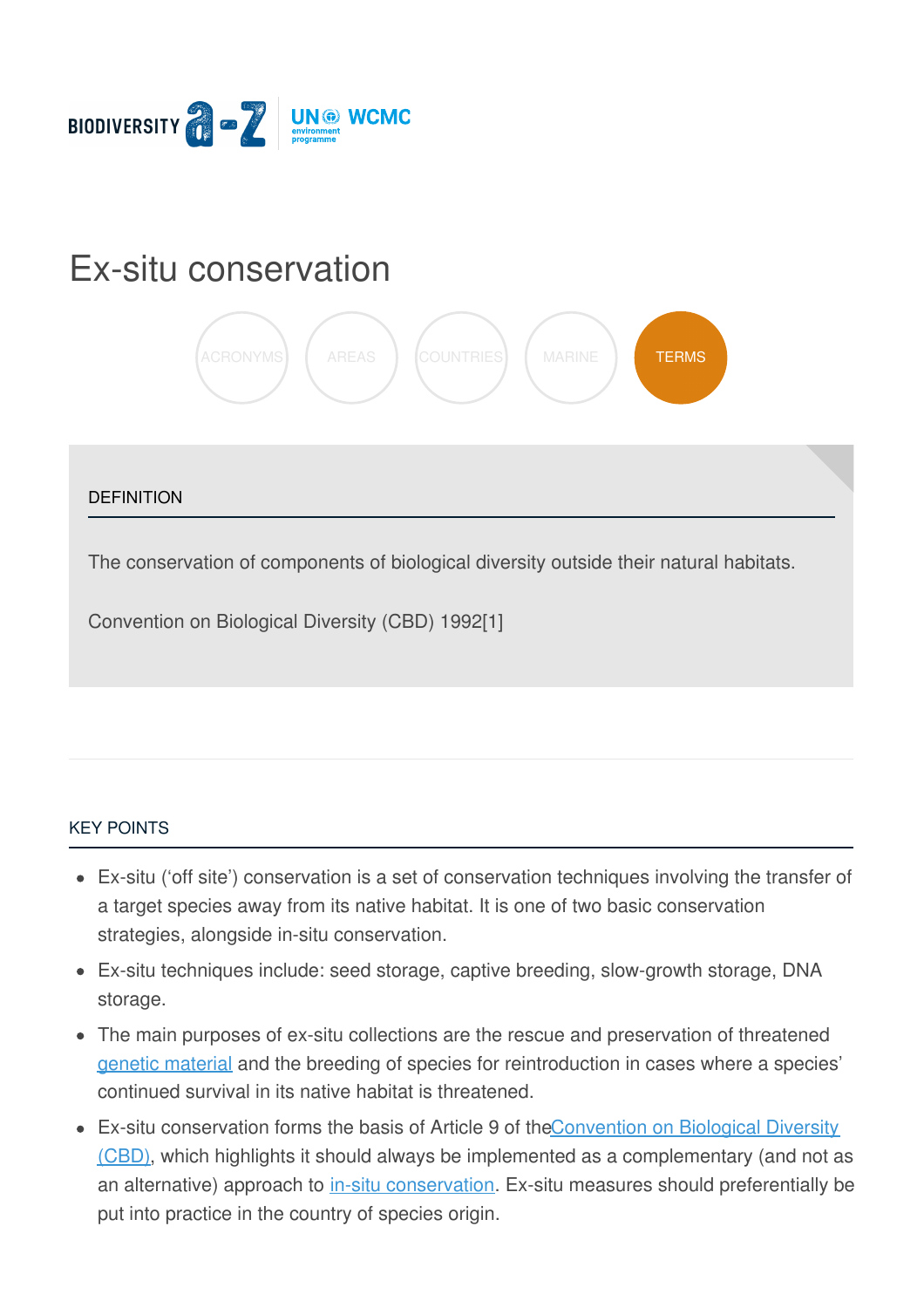BIODIVERSITY a-z | UN environment programme WCMC

# Ex-situ conservation

ACRONYMS AREAS COUNTRIES MARINE TERMS

## DEFINITION

The conservation of components of biological diversity outside their natural habitats.

Convention on Biological Diversity (CBD) 1992[1]

## KEY POINTS

- Ex-situ ('off site') conservation is a set of conservation techniques involving the transfer of a target species away from its native habitat. It is one of two basic conservation strategies, alongside in-situ conservation.
- Ex-situ techniques include: seed storage, captive breeding, slow-growth storage, DNA storage.
- The main purposes of ex-situ collections are the rescue and preservation of threatened genetic material and the breeding of species for reintroduction in cases where a species' continued survival in its native habitat is threatened.
- Ex-situ conservation forms the basis of Article 9 of theConvention on Biological Diversity (CBD), which highlights it should always be implemented as a complementary (and not as an alternative) approach to in-situ conservation. Ex-situ measures should preferentially be put into practice in the country of species origin.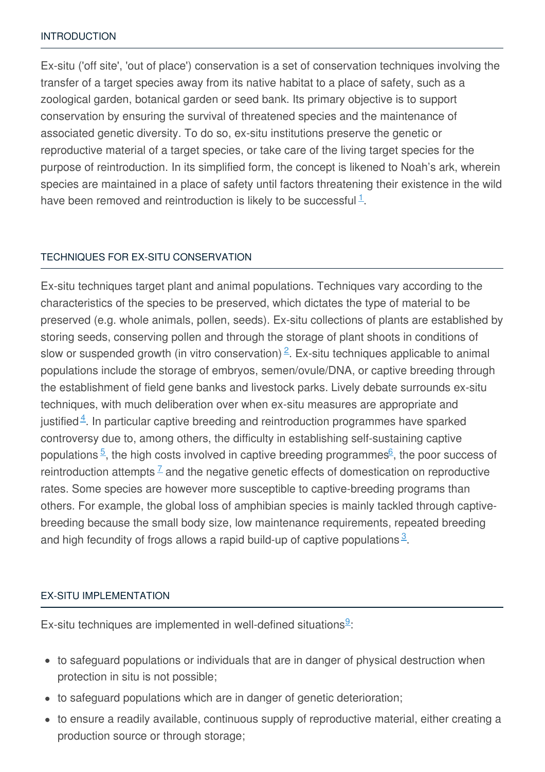## INTRODUCTION

Ex-situ ('off site', 'out of place') conservation is a set of conservation techniques involving the transfer of a target species away from its native habitat to a place of safety, such as a zoological garden, botanical garden or seed bank. Its primary objective is to support conservation by ensuring the survival of threatened species and the maintenance of associated genetic diversity. To do so, ex-situ institutions preserve the genetic or reproductive material of a target species, or take care of the living target species for the purpose of reintroduction. In its simplified form, the concept is likened to Noah's ark, wherein species are maintained in a place of safety until factors threatening their existence in the wild have been removed and reintroduction is likely to be successful [1].

## TECHNIQUES FOR EX-SITU CONSERVATION

Ex-situ techniques target plant and animal populations. Techniques vary according to the characteristics of the species to be preserved, which dictates the type of material to be preserved (e.g. whole animals, pollen, seeds). Ex-situ collections of plants are established by storing seeds, conserving pollen and through the storage of plant shoots in conditions of slow or suspended growth (in vitro conservation) [2]. Ex-situ techniques applicable to animal populations include the storage of embryos, semen/ovule/DNA, or captive breeding through the establishment of field gene banks and livestock parks. Lively debate surrounds ex-situ techniques, with much deliberation over when ex-situ measures are appropriate and justified [4]. In particular captive breeding and reintroduction programmes have sparked controversy due to, among others, the difficulty in establishing self-sustaining captive populations [5], the high costs involved in captive breeding programmes [6], the poor success of reintroduction attempts [7] and the negative genetic effects of domestication on reproductive rates. Some species are however more susceptible to captive-breeding programs than others. For example, the global loss of amphibian species is mainly tackled through captive-breeding because the small body size, low maintenance requirements, repeated breeding and high fecundity of frogs allows a rapid build-up of captive populations [3].

## EX-SITU IMPLEMENTATION

Ex-situ techniques are implemented in well-defined situations [9]:

- to safeguard populations or individuals that are in danger of physical destruction when protection in situ is not possible;
- to safeguard populations which are in danger of genetic deterioration;
- to ensure a readily available, continuous supply of reproductive material, either creating a production source or through storage;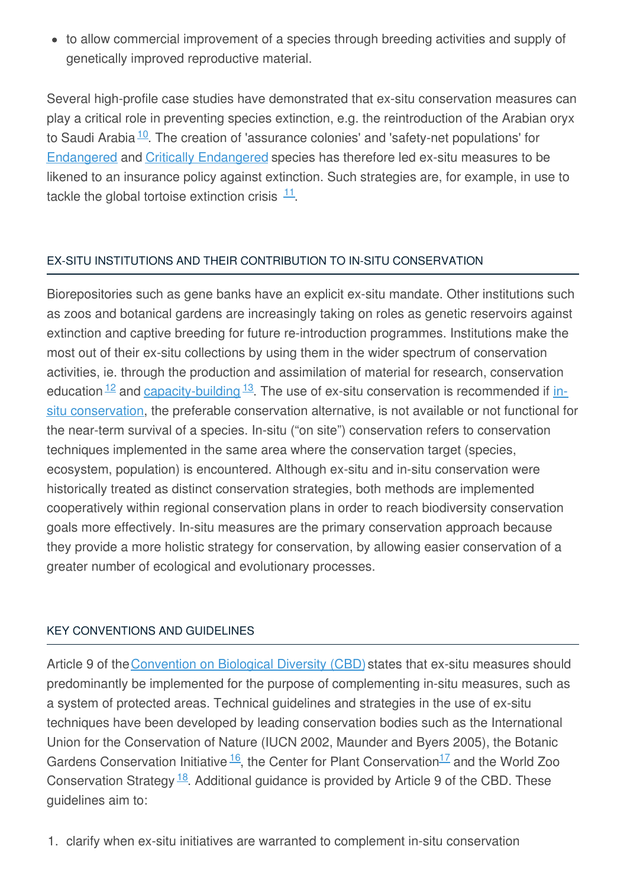- to allow commercial improvement of a species through breeding activities and supply of genetically improved reproductive material.

Several high-profile case studies have demonstrated that ex-situ conservation measures can play a critical role in preventing species extinction, e.g. the reintroduction of the Arabian oryx to Saudi Arabia [10]. The creation of 'assurance colonies' and 'safety-net populations' for Endangered and Critically Endangered species has therefore led ex-situ measures to be likened to an insurance policy against extinction. Such strategies are, for example, in use to tackle the global tortoise extinction crisis [11].

## EX-SITU INSTITUTIONS AND THEIR CONTRIBUTION TO IN-SITU CONSERVATION

Biorepositories such as gene banks have an explicit ex-situ mandate. Other institutions such as zoos and botanical gardens are increasingly taking on roles as genetic reservoirs against extinction and captive breeding for future re-introduction programmes. Institutions make the most out of their ex-situ collections by using them in the wider spectrum of conservation activities, ie. through the production and assimilation of material for research, conservation education [12] and capacity-building [13]. The use of ex-situ conservation is recommended if in-situ conservation, the preferable conservation alternative, is not available or not functional for the near-term survival of a species. In-situ ("on site") conservation refers to conservation techniques implemented in the same area where the conservation target (species, ecosystem, population) is encountered. Although ex-situ and in-situ conservation were historically treated as distinct conservation strategies, both methods are implemented cooperatively within regional conservation plans in order to reach biodiversity conservation goals more effectively. In-situ measures are the primary conservation approach because they provide a more holistic strategy for conservation, by allowing easier conservation of a greater number of ecological and evolutionary processes.

## KEY CONVENTIONS AND GUIDELINES

Article 9 of the Convention on Biological Diversity (CBD) states that ex-situ measures should predominantly be implemented for the purpose of complementing in-situ measures, such as a system of protected areas. Technical guidelines and strategies in the use of ex-situ techniques have been developed by leading conservation bodies such as the International Union for the Conservation of Nature (IUCN 2002, Maunder and Byers 2005), the Botanic Gardens Conservation Initiative [16], the Center for Plant Conservation [17] and the World Zoo Conservation Strategy [18]. Additional guidance is provided by Article 9 of the CBD. These guidelines aim to:

1. clarify when ex-situ initiatives are warranted to complement in-situ conservation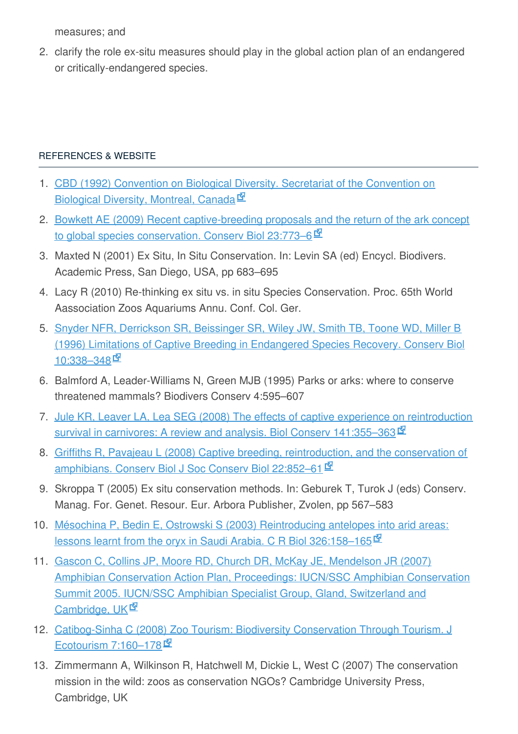measures; and

2. clarify the role ex-situ measures should play in the global action plan of an endangered or critically-endangered species.

## REFERENCES & WEBSITE

1. CBD (1992) Convention on Biological Diversity. Secretariat of the Convention on Biological Diversity, Montreal, Canada
2. Bowkett AE (2009) Recent captive-breeding proposals and the return of the ark concept to global species conservation. Conserv Biol 23:773–6
3. Maxted N (2001) Ex Situ, In Situ Conservation. In: Levin SA (ed) Encycl. Biodivers. Academic Press, San Diego, USA, pp 683–695
4. Lacy R (2010) Re-thinking ex situ vs. in situ Species Conservation. Proc. 65th World Aassociation Zoos Aquariums Annu. Conf. Col. Ger.
5. Snyder NFR, Derrickson SR, Beissinger SR, Wiley JW, Smith TB, Toone WD, Miller B (1996) Limitations of Captive Breeding in Endangered Species Recovery. Conserv Biol 10:338–348
6. Balmford A, Leader-Williams N, Green MJB (1995) Parks or arks: where to conserve threatened mammals? Biodivers Conserv 4:595–607
7. Jule KR, Leaver LA, Lea SEG (2008) The effects of captive experience on reintroduction survival in carnivores: A review and analysis. Biol Conserv 141:355–363
8. Griffiths R, Pavajeau L (2008) Captive breeding, reintroduction, and the conservation of amphibians. Conserv Biol J Soc Conserv Biol 22:852–61
9. Skroppa T (2005) Ex situ conservation methods. In: Geburek T, Turok J (eds) Conserv. Manag. For. Genet. Resour. Eur. Arbora Publisher, Zvolen, pp 567–583
10. Mésochina P, Bedin E, Ostrowski S (2003) Reintroducing antelopes into arid areas: lessons learnt from the oryx in Saudi Arabia. C R Biol 326:158–165
11. Gascon C, Collins JP, Moore RD, Church DR, McKay JE, Mendelson JR (2007) Amphibian Conservation Action Plan, Proceedings: IUCN/SSC Amphibian Conservation Summit 2005. IUCN/SSC Amphibian Specialist Group, Gland, Switzerland and Cambridge, UK
12. Catibog-Sinha C (2008) Zoo Tourism: Biodiversity Conservation Through Tourism. J Ecotourism 7:160–178
13. Zimmermann A, Wilkinson R, Hatchwell M, Dickie L, West C (2007) The conservation mission in the wild: zoos as conservation NGOs? Cambridge University Press, Cambridge, UK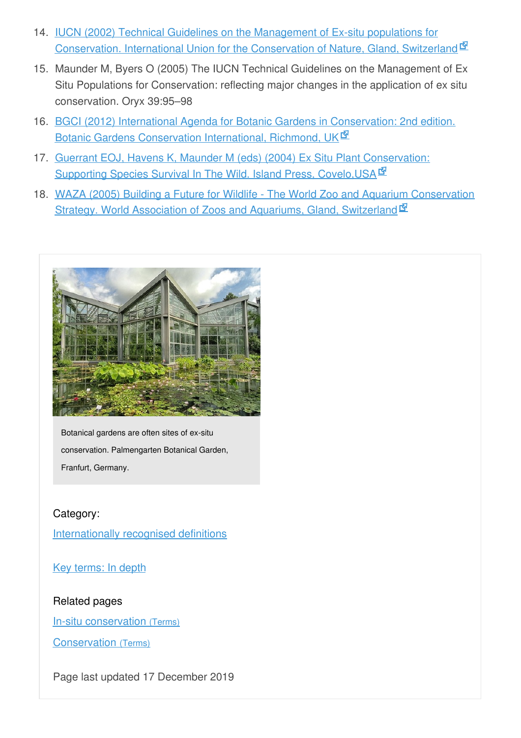14. IUCN (2002) Technical Guidelines on the Management of Ex-situ populations for Conservation. International Union for the Conservation of Nature, Gland, Switzerland
15. Maunder M, Byers O (2005) The IUCN Technical Guidelines on the Management of Ex Situ Populations for Conservation: reflecting major changes in the application of ex situ conservation. Oryx 39:95–98
16. BGCI (2012) International Agenda for Botanic Gardens in Conservation: 2nd edition. Botanic Gardens Conservation International, Richmond, UK
17. Guerrant EOJ, Havens K, Maunder M (eds) (2004) Ex Situ Plant Conservation: Supporting Species Survival In The Wild. Island Press, Covelo,USA
18. WAZA (2005) Building a Future for Wildlife - The World Zoo and Aquarium Conservation Strategy. World Association of Zoos and Aquariums, Gland, Switzerland

Botanical gardens are often sites of ex-situ conservation. Palmengarten Botanical Garden, Franfurt, Germany.

Category:

Internationally recognised definitions

Key terms: In depth

Related pages

In-situ conservation (Terms)

Conservation (Terms)

Page last updated 17 December 2019